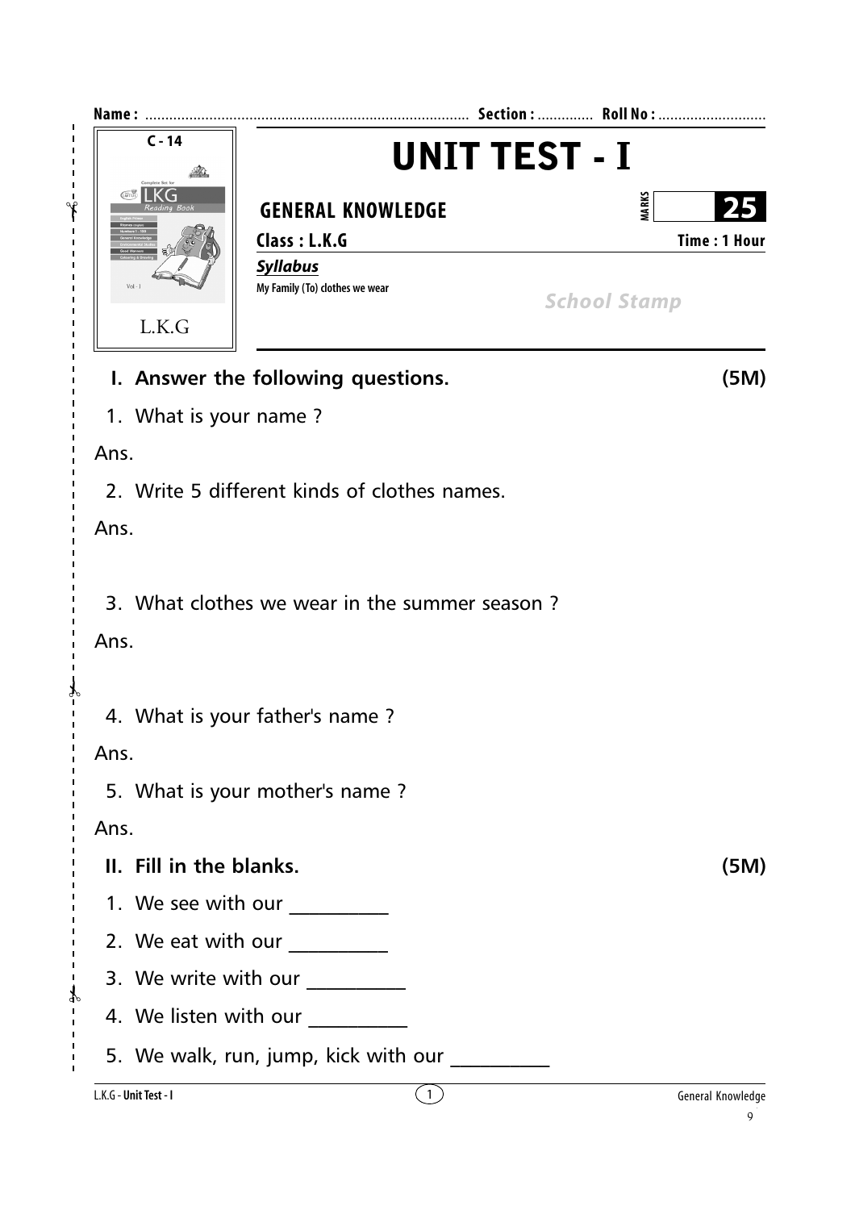Name : ................................................................................ Section : ............. Roll No : ...........................

C - 14

L.K.G

# UNIT TEST - I

## GENERAL KNOWLEDGE

MARKS 25

**Class : L.K.G** **Time : 1 Hour**

***Syllabus***

My Family (To) clothes we wear

*School Stamp*

### I. Answer the following questions. (5M)

1. What is your name ?

Ans.

2. Write 5 different kinds of clothes names.

Ans.

3. What clothes we wear in the summer season ?

Ans.

4. What is your father's name ?

Ans.

5. What is your mother's name ?

Ans.

### II. Fill in the blanks. (5M)

1. We see with our __________
2. We eat with our __________
3. We write with our __________
4. We listen with our __________
5. We walk, run, jump, kick with our __________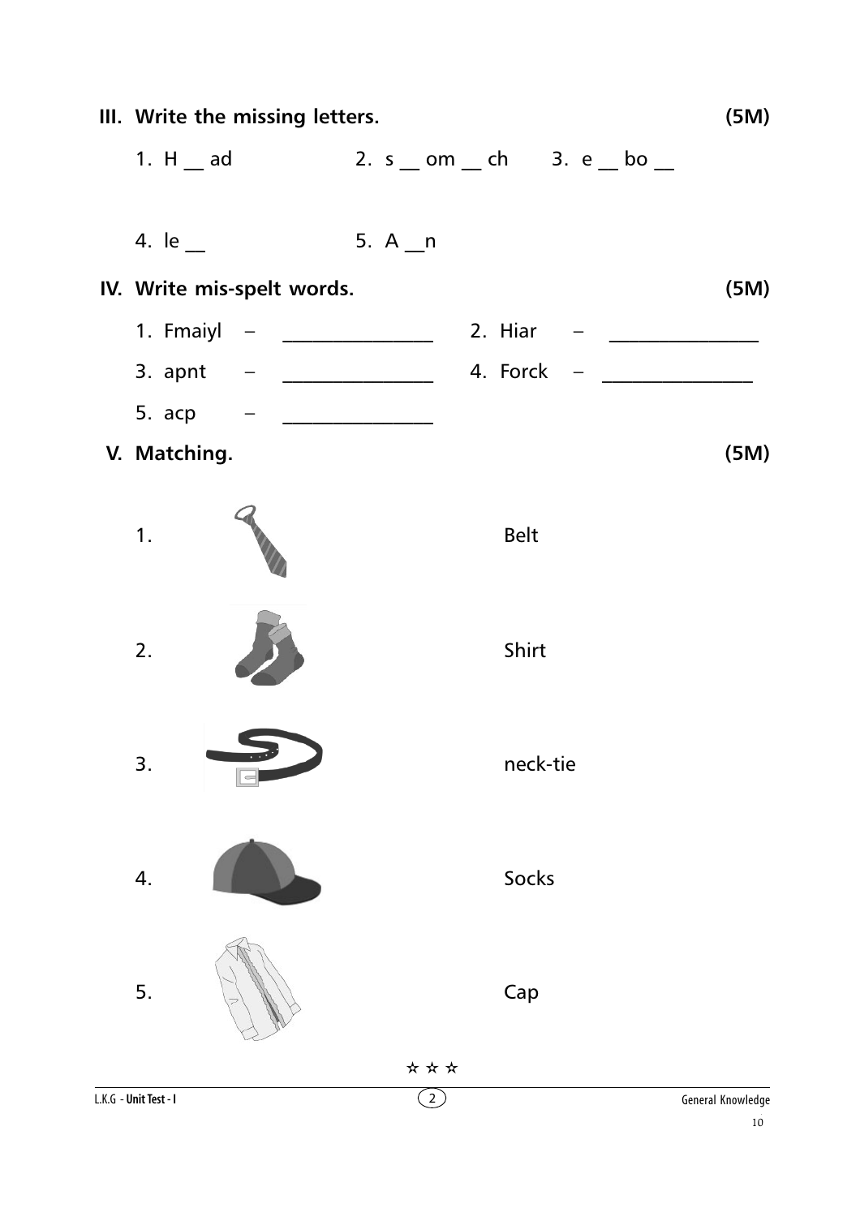## III. Write the missing letters. (5M)

1. H __ ad
2. s __ om __ ch
3. e __ bo __
4. le __
5. A __n

## IV. Write mis-spelt words. (5M)

1. Fmaiyl – _______________
2. Hiar – _______________
3. apnt – _______________
4. Forck – _______________
5. acp – _______________

## V. Matching. (5M)

1. Belt
2. Shirt
3. neck-tie
4. Socks
5. Cap

☆ ☆ ☆